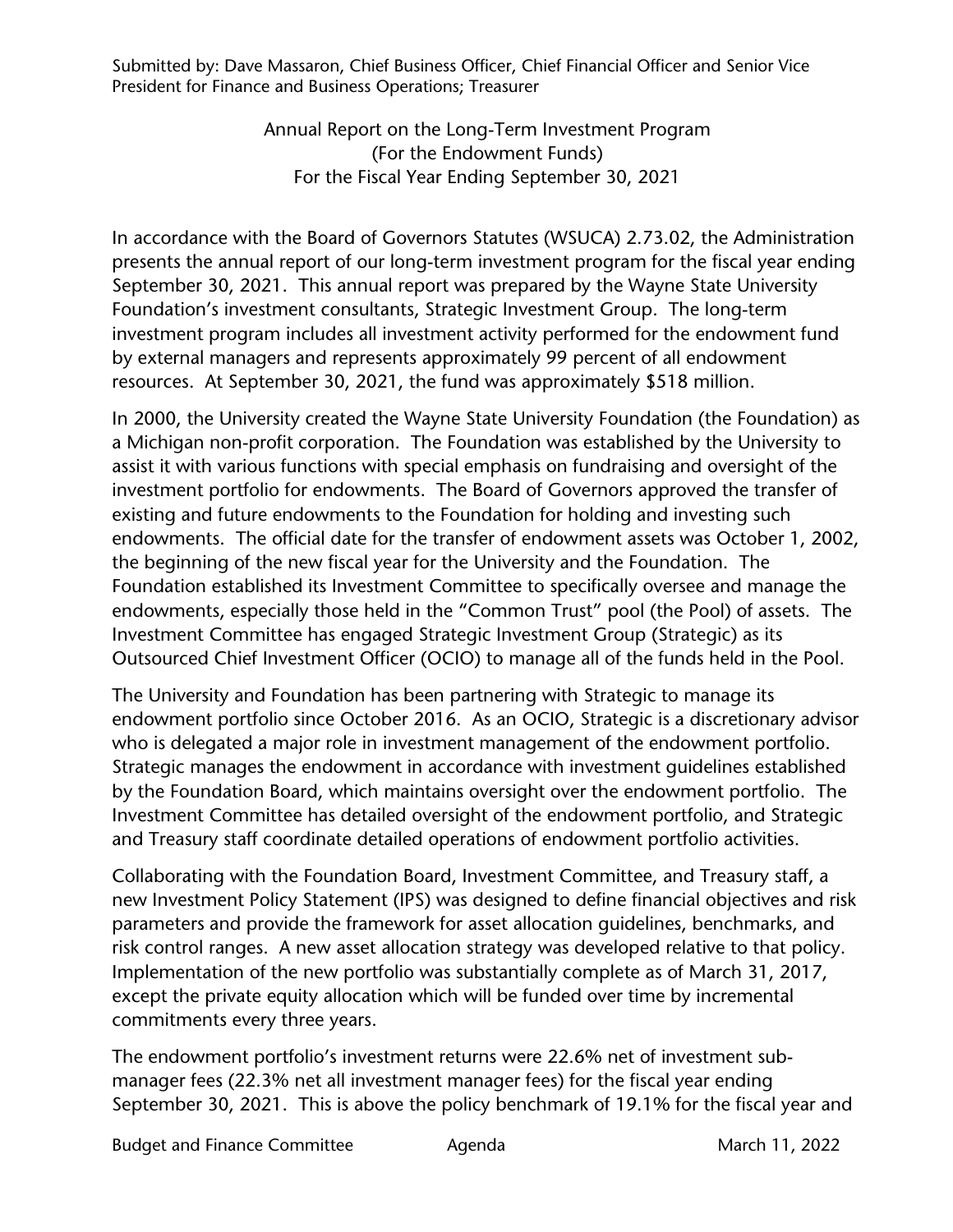Submitted by: Dave Massaron, Chief Business Officer, Chief Financial Officer and Senior Vice President for Finance and Business Operations; Treasurer

# Annual Report on the Long-Term Investment Program (For the Endowment Funds) For the Fiscal Year Ending September 30, 2021

In accordance with the Board of Governors Statutes (WSUCA) 2.73.02, the Administration presents the annual report of our long-term investment program for the fiscal year ending September 30, 2021. This annual report was prepared by the Wayne State University Foundation's investment consultants, Strategic Investment Group. The long-term investment program includes all investment activity performed for the endowment fund by external managers and represents approximately 99 percent of all endowment resources. At September 30, 2021, the fund was approximately $518 million.

In 2000, the University created the Wayne State University Foundation (the Foundation) as a Michigan non-profit corporation. The Foundation was established by the University to assist it with various functions with special emphasis on fundraising and oversight of the investment portfolio for endowments. The Board of Governors approved the transfer of existing and future endowments to the Foundation for holding and investing such endowments. The official date for the transfer of endowment assets was October 1, 2002, the beginning of the new fiscal year for the University and the Foundation. The Foundation established its Investment Committee to specifically oversee and manage the endowments, especially those held in the "Common Trust" pool (the Pool) of assets. The Investment Committee has engaged Strategic Investment Group (Strategic) as its Outsourced Chief Investment Officer (OCIO) to manage all of the funds held in the Pool.

The University and Foundation has been partnering with Strategic to manage its endowment portfolio since October 2016. As an OCIO, Strategic is a discretionary advisor who is delegated a major role in investment management of the endowment portfolio. Strategic manages the endowment in accordance with investment guidelines established by the Foundation Board, which maintains oversight over the endowment portfolio. The Investment Committee has detailed oversight of the endowment portfolio, and Strategic and Treasury staff coordinate detailed operations of endowment portfolio activities.

Collaborating with the Foundation Board, Investment Committee, and Treasury staff, a new Investment Policy Statement (IPS) was designed to define financial objectives and risk parameters and provide the framework for asset allocation guidelines, benchmarks, and risk control ranges. A new asset allocation strategy was developed relative to that policy. Implementation of the new portfolio was substantially complete as of March 31, 2017, except the private equity allocation which will be funded over time by incremental commitments every three years.

The endowment portfolio's investment returns were 22.6% net of investment sub-manager fees (22.3% net all investment manager fees) for the fiscal year ending September 30, 2021. This is above the policy benchmark of 19.1% for the fiscal year and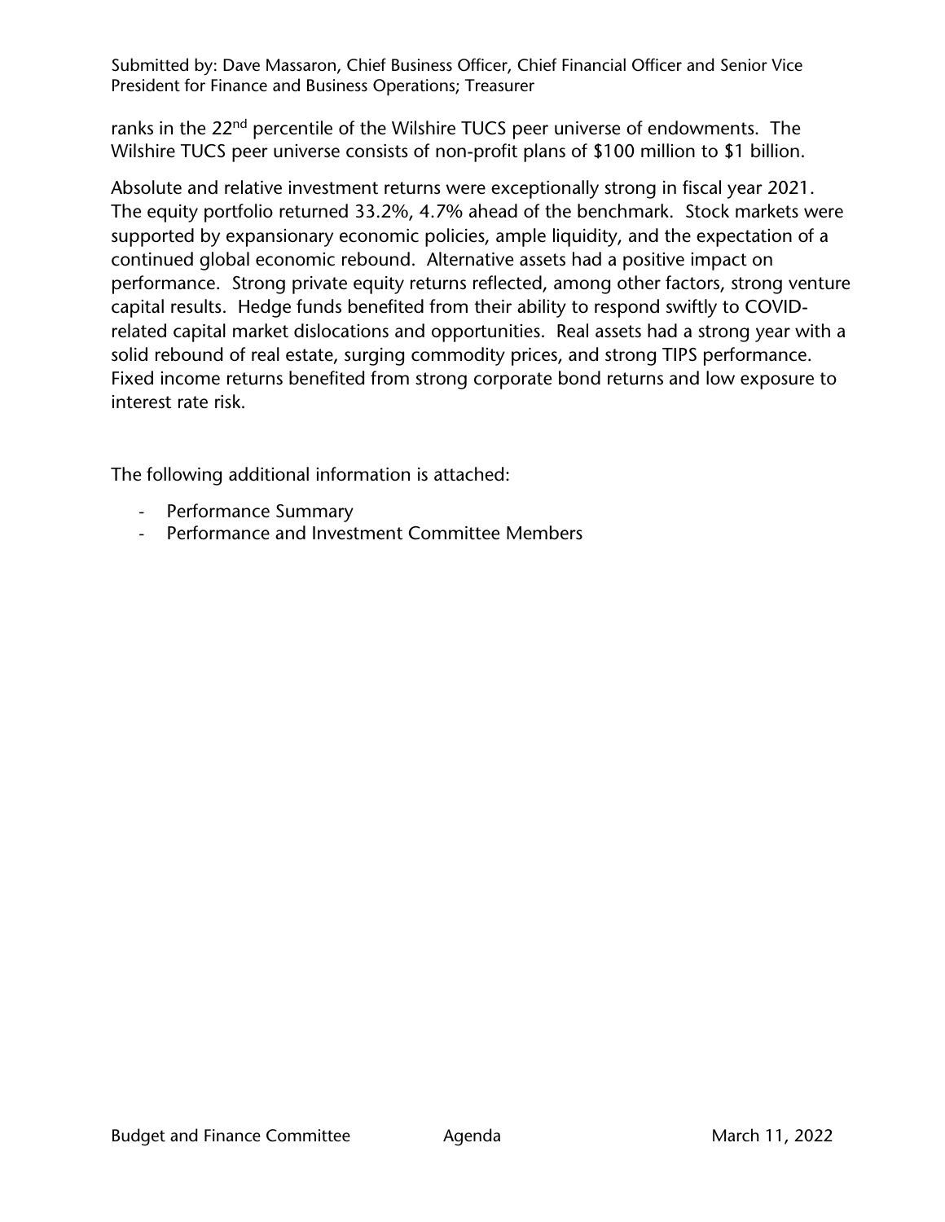ranks in the 22nd percentile of the Wilshire TUCS peer universe of endowments. The Wilshire TUCS peer universe consists of non-profit plans of $100 million to $1 billion.

Absolute and relative investment returns were exceptionally strong in fiscal year 2021. The equity portfolio returned 33.2%, 4.7% ahead of the benchmark. Stock markets were supported by expansionary economic policies, ample liquidity, and the expectation of a continued global economic rebound. Alternative assets had a positive impact on performance. Strong private equity returns reflected, among other factors, strong venture capital results. Hedge funds benefited from their ability to respond swiftly to COVID-related capital market dislocations and opportunities. Real assets had a strong year with a solid rebound of real estate, surging commodity prices, and strong TIPS performance. Fixed income returns benefited from strong corporate bond returns and low exposure to interest rate risk.

The following additional information is attached:

- Performance Summary
- Performance and Investment Committee Members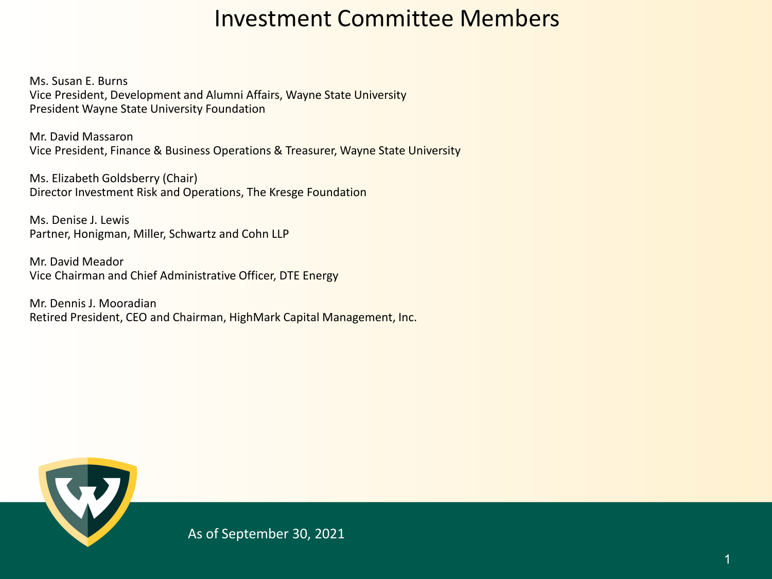# Investment Committee Members

Ms. Susan E. Burns
Vice President, Development and Alumni Affairs, Wayne State University
President Wayne State University Foundation

Mr. David Massaron
Vice President, Finance & Business Operations & Treasurer, Wayne State University

Ms. Elizabeth Goldsberry (Chair)
Director Investment Risk and Operations, The Kresge Foundation

Ms. Denise J. Lewis
Partner, Honigman, Miller, Schwartz and Cohn LLP

Mr. David Meador
Vice Chairman and Chief Administrative Officer, DTE Energy

Mr. Dennis J. Mooradian
Retired President, CEO and Chairman, HighMark Capital Management, Inc.

As of September 30, 2021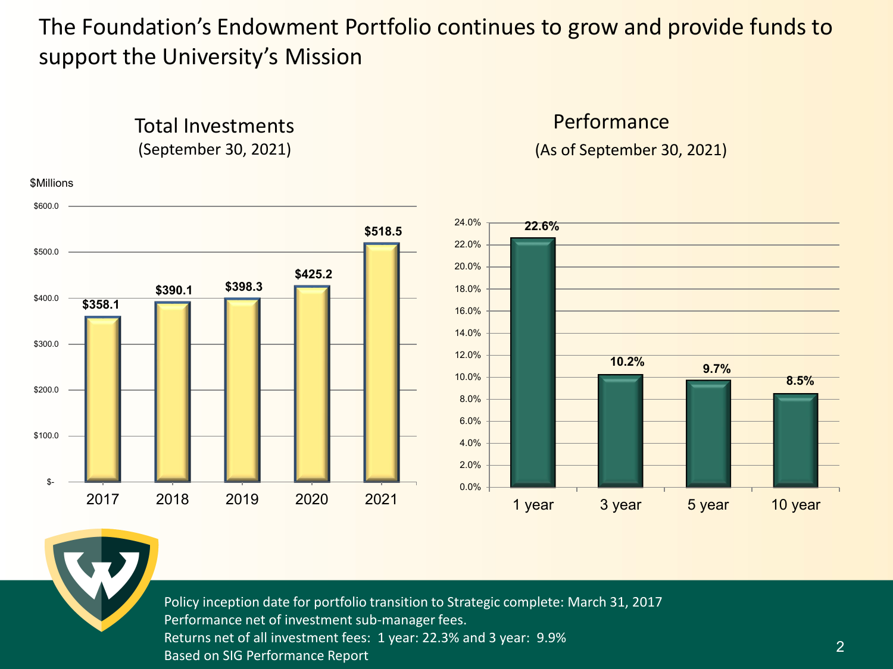# The Foundation's Endowment Portfolio continues to grow and provide funds to support the University's Mission

## Total Investments
(September 30, 2021)

$Millions

| Year | Total Investments |
|---|---|
| 2017 | $358.1 |
| 2018 | $390.1 |
| 2019 | $398.3 |
| 2020 | $425.2 |
| 2021 | $518.5 |

## Performance
(As of September 30, 2021)

| Period | Return |
|---|---|
| 1 year | 22.6% |
| 3 year | 10.2% |
| 5 year | 9.7% |
| 10 year | 8.5% |

Policy inception date for portfolio transition to Strategic complete: March 31, 2017
Performance net of investment sub-manager fees.
Returns net of all investment fees: 1 year: 22.3% and 3 year: 9.9%
Based on SIG Performance Report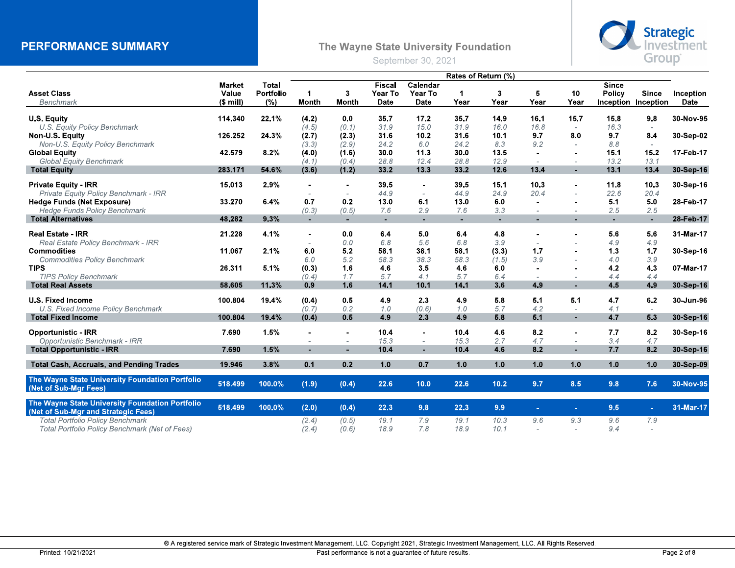# PERFORMANCE SUMMARY

The Wayne State University Foundation

September 30, 2021

| Asset Class *Benchmark* | Market Value ($ mill) | Total Portfolio (%) | 1 Month | 3 Month | Fiscal Year To Date | Calendar Year To Date | 1 Year | 3 Year | 5 Year | 10 Year | Since Policy Inception | Since Inception | Inception Date |
|---|---|---|---|---|---|---|---|---|---|---|---|---|---|
| | | | Rates of Return (%) | | | | | | | | | | |
| **U.S. Equity** | 114.340 | 22.1% | (4.2) | 0.0 | 35.7 | 17.2 | 35.7 | 14.9 | 16.1 | 15.7 | 15.8 | 9.8 | 30-Nov-95 |
| *U.S. Equity Policy Benchmark* | | | *(4.5)* | *(0.1)* | *31.9* | *15.0* | *31.9* | *16.0* | *16.8* | *-* | *16.3* | *-* | |
| **Non-U.S. Equity** | 126.252 | 24.3% | (2.7) | (2.3) | 31.6 | 10.2 | 31.6 | 10.1 | 9.7 | 8.0 | 9.7 | 8.4 | 30-Sep-02 |
| *Non-U.S. Equity Policy Benchmark* | | | *(3.3)* | *(2.9)* | *24.2* | *6.0* | *24.2* | *8.3* | *9.2* | *-* | *8.8* | *-* | |
| **Global Equity** | 42.579 | 8.2% | (4.0) | (1.6) | 30.0 | 11.3 | 30.0 | 13.5 | - | - | 15.1 | 15.2 | 17-Feb-17 |
| *Global Equity Benchmark* | | | *(4.1)* | *(0.4)* | *28.8* | *12.4* | *28.8* | *12.9* | *-* | *-* | *13.2* | *13.1* | |
| **Total Equity** | **283.171** | **54.6%** | **(3.6)** | **(1.2)** | **33.2** | **13.3** | **33.2** | **12.6** | **13.4** | **-** | **13.1** | **13.4** | **30-Sep-16** |
| **Private Equity - IRR** | 15.013 | 2.9% | - | - | 39.5 | - | 39.5 | 15.1 | 10.3 | - | 11.8 | 10.3 | 30-Sep-16 |
| *Private Equity Policy Benchmark - IRR* | | | *-* | *-* | *44.9* | *-* | *44.9* | *24.9* | *20.4* | *-* | *22.6* | *20.4* | |
| **Hedge Funds (Net Exposure)** | 33.270 | 6.4% | 0.7 | 0.2 | 13.0 | 6.1 | 13.0 | 6.0 | - | - | 5.1 | 5.0 | 28-Feb-17 |
| *Hedge Funds Policy Benchmark* | | | *(0.3)* | *(0.5)* | *7.6* | *2.9* | *7.6* | *3.3* | *-* | *-* | *2.5* | *2.5* | |
| **Total Alternatives** | **48.282** | **9.3%** | **-** | **-** | **-** | **-** | **-** | **-** | **-** | **-** | **-** | **-** | **28-Feb-17** |
| **Real Estate - IRR** | 21.228 | 4.1% | - | 0.0 | 6.4 | 5.0 | 6.4 | 4.8 | - | - | 5.6 | 5.6 | 31-Mar-17 |
| *Real Estate Policy Benchmark - IRR* | | | *-* | *0.0* | *6.8* | *5.6* | *6.8* | *3.9* | *-* | *-* | *4.9* | *4.9* | |
| **Commodities** | 11.067 | 2.1% | 6.0 | 5.2 | 58.1 | 38.1 | 58.1 | (3.3) | 1.7 | - | 1.3 | 1.7 | 30-Sep-16 |
| *Commodities Policy Benchmark* | | | *6.0* | *5.2* | *58.3* | *38.3* | *58.3* | *(1.5)* | *3.9* | *-* | *4.0* | *3.9* | |
| **TIPS** | 26.311 | 5.1% | (0.3) | 1.6 | 4.6 | 3.5 | 4.6 | 6.0 | - | - | 4.2 | 4.3 | 07-Mar-17 |
| *TIPS Policy Benchmark* | | | *(0.4)* | *1.7* | *5.7* | *4.1* | *5.7* | *6.4* | *-* | *-* | *4.4* | *4.4* | |
| **Total Real Assets** | **58.605** | **11.3%** | **0.9** | **1.6** | **14.1** | **10.1** | **14.1** | **3.6** | **4.9** | **-** | **4.5** | **4.9** | **30-Sep-16** |
| **U.S. Fixed Income** | 100.804 | 19.4% | (0.4) | 0.5 | 4.9 | 2.3 | 4.9 | 5.8 | 5.1 | 5.1 | 4.7 | 6.2 | 30-Jun-96 |
| *U.S. Fixed Income Policy Benchmark* | | | *(0.7)* | *0.2* | *1.0* | *(0.6)* | *1.0* | *5.7* | *4.2* | *-* | *4.1* | *-* | |
| **Total Fixed Income** | **100.804** | **19.4%** | **(0.4)** | **0.5** | **4.9** | **2.3** | **4.9** | **5.8** | **5.1** | **-** | **4.7** | **5.3** | **30-Sep-16** |
| **Opportunistic - IRR** | 7.690 | 1.5% | - | - | 10.4 | - | 10.4 | 4.6 | 8.2 | - | 7.7 | 8.2 | 30-Sep-16 |
| *Opportunistic Benchmark - IRR* | | | *-* | *-* | *15.3* | *-* | *15.3* | *2.7* | *4.7* | *-* | *3.4* | *4.7* | |
| **Total Opportunistic - IRR** | **7.690** | **1.5%** | **-** | **-** | **10.4** | **-** | **10.4** | **4.6** | **8.2** | **-** | **7.7** | **8.2** | **30-Sep-16** |
| **Total Cash, Accruals, and Pending Trades** | **19.946** | **3.8%** | **0.1** | **0.2** | **1.0** | **0.7** | **1.0** | **1.0** | **1.0** | **1.0** | **1.0** | **1.0** | **30-Sep-09** |
| **The Wayne State University Foundation Portfolio (Net of Sub-Mgr Fees)** | **518.499** | **100.0%** | **(1.9)** | **(0.4)** | **22.6** | **10.0** | **22.6** | **10.2** | **9.7** | **8.5** | **9.8** | **7.6** | **30-Nov-95** |
| **The Wayne State University Foundation Portfolio (Net of Sub-Mgr and Strategic Fees)** | **518.499** | **100.0%** | **(2.0)** | **(0.4)** | **22.3** | **9.8** | **22.3** | **9.9** | **-** | **-** | **9.5** | **-** | **31-Mar-17** |
| *Total Portfolio Policy Benchmark* | | | *(2.4)* | *(0.5)* | *19.1* | *7.9* | *19.1* | *10.3* | *9.6* | *9.3* | *9.6* | *7.9* | |
| *Total Portfolio Policy Benchmark (Net of Fees)* | | | *(2.4)* | *(0.6)* | *18.9* | *7.8* | *18.9* | *10.1* | *-* | *-* | *9.4* | *-* | |

® A registered service mark of Strategic Investment Management, LLC. Copyright 2021, Strategic Investment Management, LLC. All Rights Reserved.

Printed: 10/21/2021

Past performance is not a guarantee of future results.